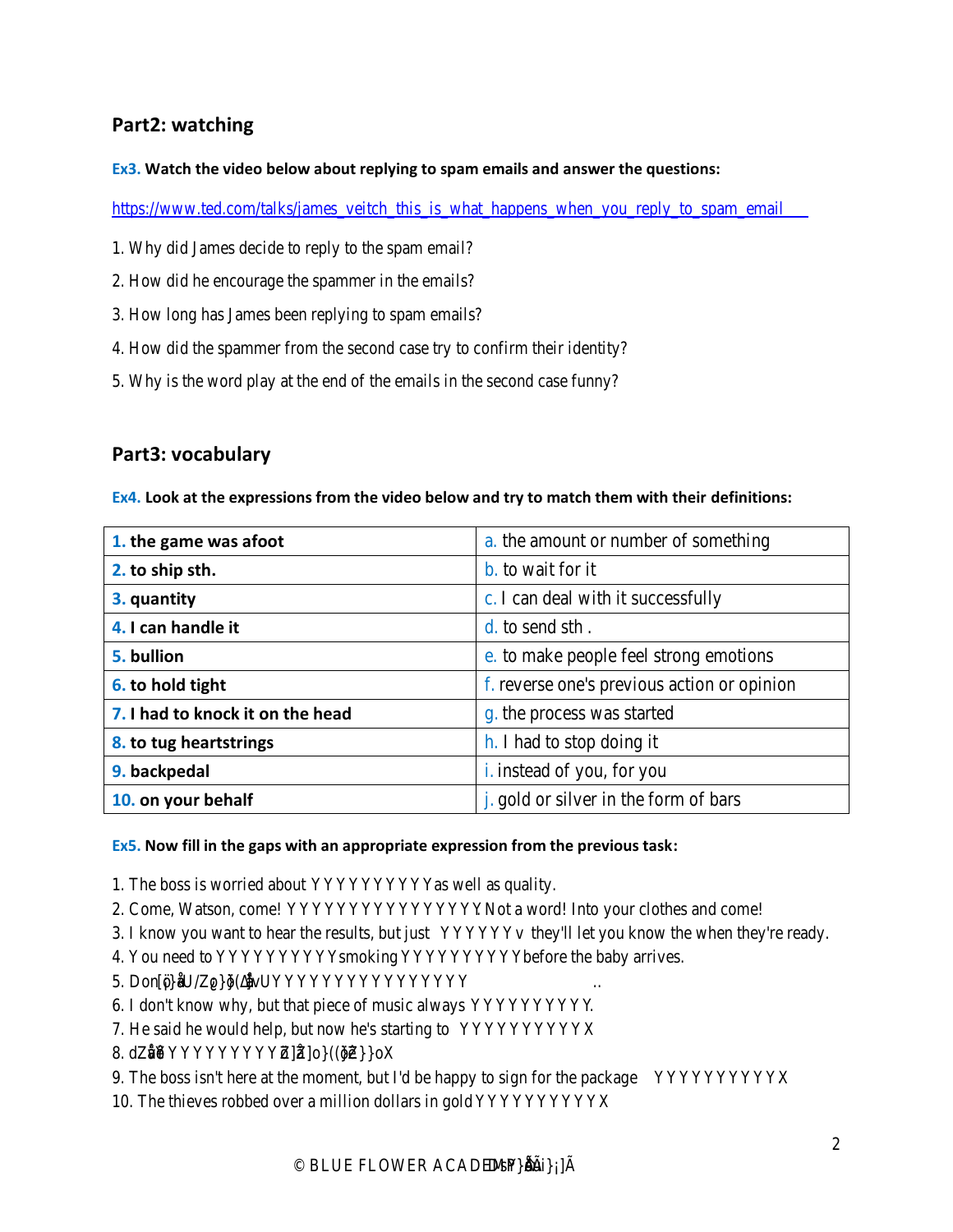## Part2: watching

**Ex3. Watch the video below about replying to spam emails and answer the questions:**

https://www.ted.com/talks/james_veitch_this_is_what_happens_when_you_reply_to_spam_email

1. Why did James decide to reply to the spam email?
2. How did he encourage the spammer in the emails?
3. How long has James been replying to spam emails?
4. How did the spammer from the second case try to confirm their identity?
5. Why is the word play at the end of the emails in the second case funny?

## Part3: vocabulary

**Ex4. Look at the expressions from the video below and try to match them with their definitions:**

| **1. the game was afoot** | a. the amount or number of something |
|---|---|
| **2. to ship sth.** | b. to wait for it |
| **3. quantity** | c. I can deal with it successfully |
| **4. I can handle it** | d. to send sth . |
| **5. bullion** | e. to make people feel strong emotions |
| **6. to hold tight** | f. reverse one's previous action or opinion |
| **7. I had to knock it on the head** | g. the process was started |
| **8. to tug heartstrings** | h. I had to stop doing it |
| **9. backpedal** | i. instead of you, for you |
| **10. on your behalf** | j. gold or silver in the form of bars |

**Ex5. Now fill in the gaps with an appropriate expression from the previous task:**

1. The boss is worried about YYYYYYYYYYas well as quality.
2. Come, Watson, come! YYYYYYYYYYYYYYYYY. Not a word! Into your clothes and come!
3. I know you want to hear the results, but just YYYYYYv they'll let you know the when they're ready.
4. You need to YYYYYYYYYYsmoking YYYYYYYYYYbefore the baby arrives.
5. Don[o]ŵU/Zo}o(ΔvUYYYYYYYYYYYYYYYYY ..
6. I don't know why, but that piece of music always YYYYYYYYYY.
7. He said he would help, but now he's starting to YYYYYYYYYYX
8. dZĞYYYYYYYYYYZ]Ă]o}((ğ}oX
9. The boss isn't here at the moment, but I'd be happy to sign for the package YYYYYYYYYYX
10. The thieves robbed over a million dollars in gold YYYYYYYYYYX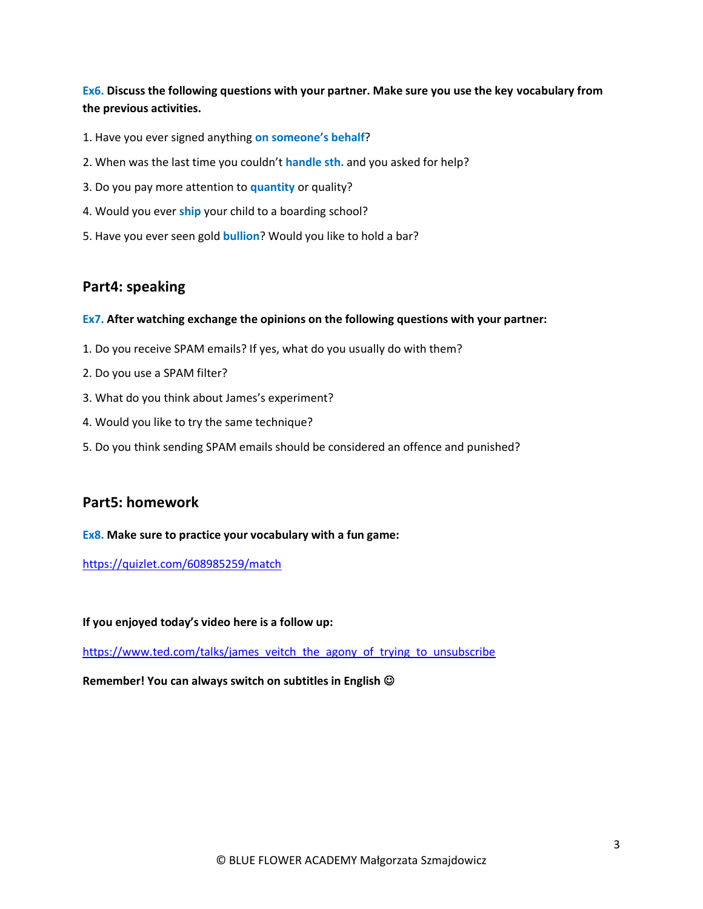**Ex6. Discuss the following questions with your partner. Make sure you use the key vocabulary from the previous activities.**

1. Have you ever signed anything **on someone's behalf**?
2. When was the last time you couldn't **handle sth.** and you asked for help?
3. Do you pay more attention to **quantity** or quality?
4. Would you ever **ship** your child to a boarding school?
5. Have you ever seen gold **bullion**? Would you like to hold a bar?

## Part4: speaking

**Ex7. After watching exchange the opinions on the following questions with your partner:**

1. Do you receive SPAM emails? If yes, what do you usually do with them?
2. Do you use a SPAM filter?
3. What do you think about James's experiment?
4. Would you like to try the same technique?
5. Do you think sending SPAM emails should be considered an offence and punished?

## Part5: homework

**Ex8. Make sure to practice your vocabulary with a fun game:**

https://quizlet.com/608985259/match

**If you enjoyed today's video here is a follow up:**

https://www.ted.com/talks/james_veitch_the_agony_of_trying_to_unsubscribe

**Remember! You can always switch on subtitles in English ☺**

© BLUE FLOWER ACADEMY Małgorzata Szmajdowicz